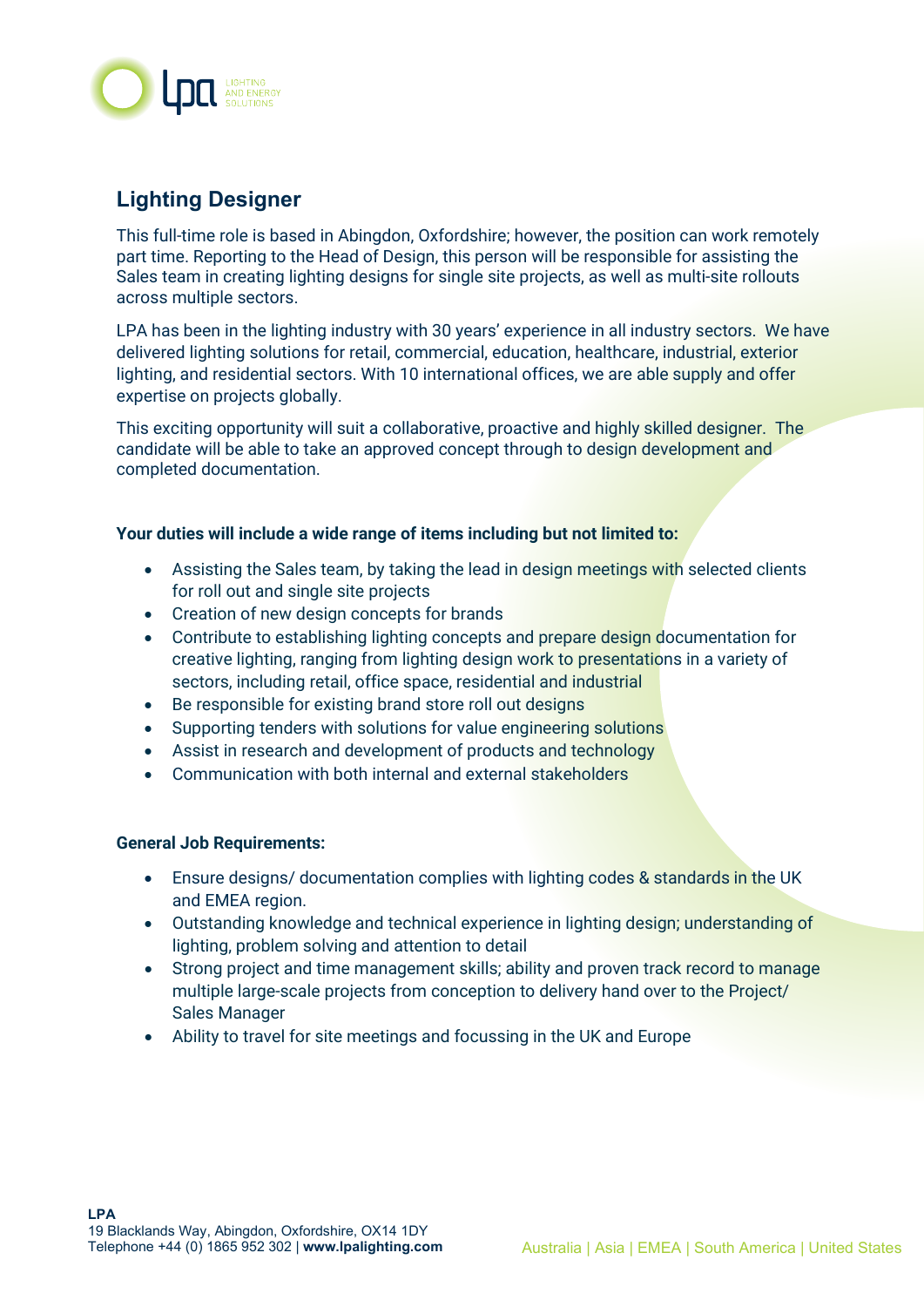## Lighting Designer

This full-time role is based in Abingdon, Oxfordshire; however, the position can work remotely part time. Reporting to the Head of Design, this person will be responsible for assisting the Sales team in creating lighting designs for single site projects, as well as multi-site rollouts across multiple sectors.

LPA has been in the lighting industry with 30 years' experience in all industry sectors. We have delivered lighting solutions for retail, commercial, education, healthcare, industrial, exterior lighting, and residential sectors. With 10 international offices, we are able supply and offer expertise on projects globally.

This exciting opportunity will suit a collaborative, proactive and highly skilled designer. The candidate will be able to take an approved concept through to design development and completed documentation.

**Your duties will include a wide range of items including but not limited to:**

- Assisting the Sales team, by taking the lead in design meetings with selected clients for roll out and single site projects
- Creation of new design concepts for brands
- Contribute to establishing lighting concepts and prepare design documentation for creative lighting, ranging from lighting design work to presentations in a variety of sectors, including retail, office space, residential and industrial
- Be responsible for existing brand store roll out designs
- Supporting tenders with solutions for value engineering solutions
- Assist in research and development of products and technology
- Communication with both internal and external stakeholders

**General Job Requirements:**

- Ensure designs/ documentation complies with lighting codes & standards in the UK and EMEA region.
- Outstanding knowledge and technical experience in lighting design; understanding of lighting, problem solving and attention to detail
- Strong project and time management skills; ability and proven track record to manage multiple large-scale projects from conception to delivery hand over to the Project/ Sales Manager
- Ability to travel for site meetings and focussing in the UK and Europe

**LPA**
19 Blacklands Way, Abingdon, Oxfordshire, OX14 1DY
Telephone +44 (0) 1865 952 302 | **www.lpalighting.com**

Australia | Asia | EMEA | South America | United States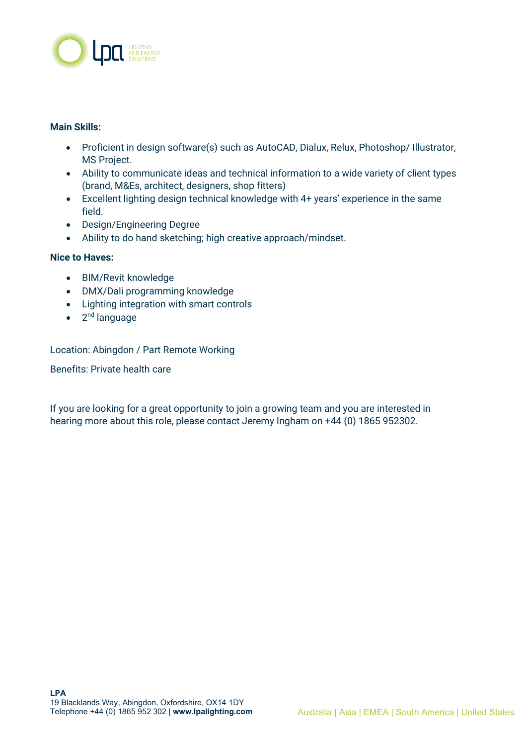**Main Skills:**

- Proficient in design software(s) such as AutoCAD, Dialux, Relux, Photoshop/ Illustrator, MS Project.
- Ability to communicate ideas and technical information to a wide variety of client types (brand, M&Es, architect, designers, shop fitters)
- Excellent lighting design technical knowledge with 4+ years' experience in the same field.
- Design/Engineering Degree
- Ability to do hand sketching; high creative approach/mindset.

**Nice to Haves:**

- BIM/Revit knowledge
- DMX/Dali programming knowledge
- Lighting integration with smart controls
- 2nd language

Location: Abingdon / Part Remote Working

Benefits: Private health care

If you are looking for a great opportunity to join a growing team and you are interested in hearing more about this role, please contact Jeremy Ingham on +44 (0) 1865 952302.

**LPA**
19 Blacklands Way, Abingdon, Oxfordshire, OX14 1DY
Telephone +44 (0) 1865 952 302 | **www.lpalighting.com**

Australia | Asia | EMEA | South America | United States